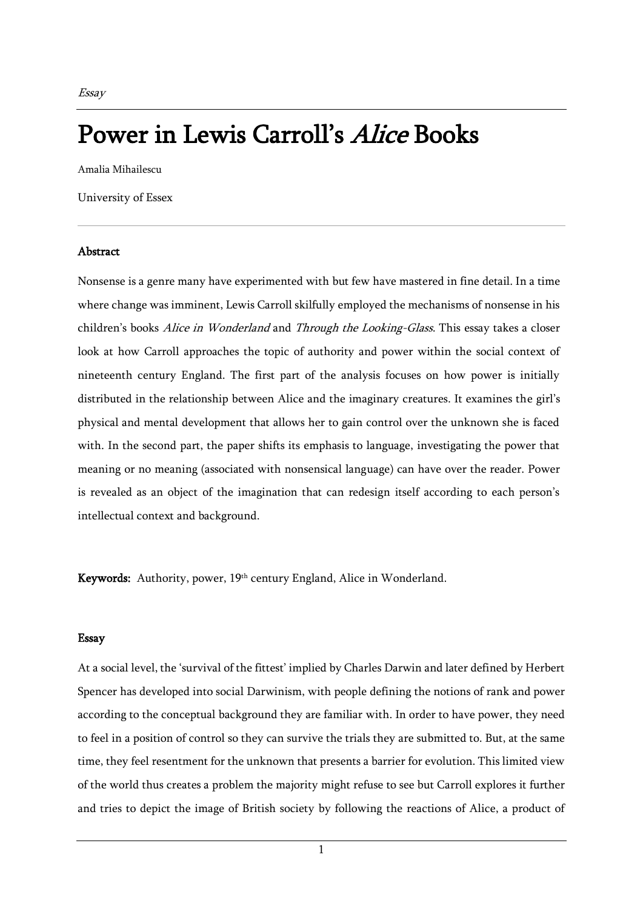*Essay*

# Power in Lewis Carroll's *Alice* Books

Amalia Mihailescu

University of Essex

### Abstract

Nonsense is a genre many have experimented with but few have mastered in fine detail. In a time where change was imminent, Lewis Carroll skilfully employed the mechanisms of nonsense in his children's books *Alice in Wonderland* and *Through the Looking-Glass*. This essay takes a closer look at how Carroll approaches the topic of authority and power within the social context of nineteenth century England. The first part of the analysis focuses on how power is initially distributed in the relationship between Alice and the imaginary creatures. It examines the girl's physical and mental development that allows her to gain control over the unknown she is faced with. In the second part, the paper shifts its emphasis to language, investigating the power that meaning or no meaning (associated with nonsensical language) can have over the reader. Power is revealed as an object of the imagination that can redesign itself according to each person's intellectual context and background.

**Keywords:** Authority, power, 19th century England, Alice in Wonderland.

### Essay

At a social level, the 'survival of the fittest' implied by Charles Darwin and later defined by Herbert Spencer has developed into social Darwinism, with people defining the notions of rank and power according to the conceptual background they are familiar with. In order to have power, they need to feel in a position of control so they can survive the trials they are submitted to. But, at the same time, they feel resentment for the unknown that presents a barrier for evolution. This limited view of the world thus creates a problem the majority might refuse to see but Carroll explores it further and tries to depict the image of British society by following the reactions of Alice, a product of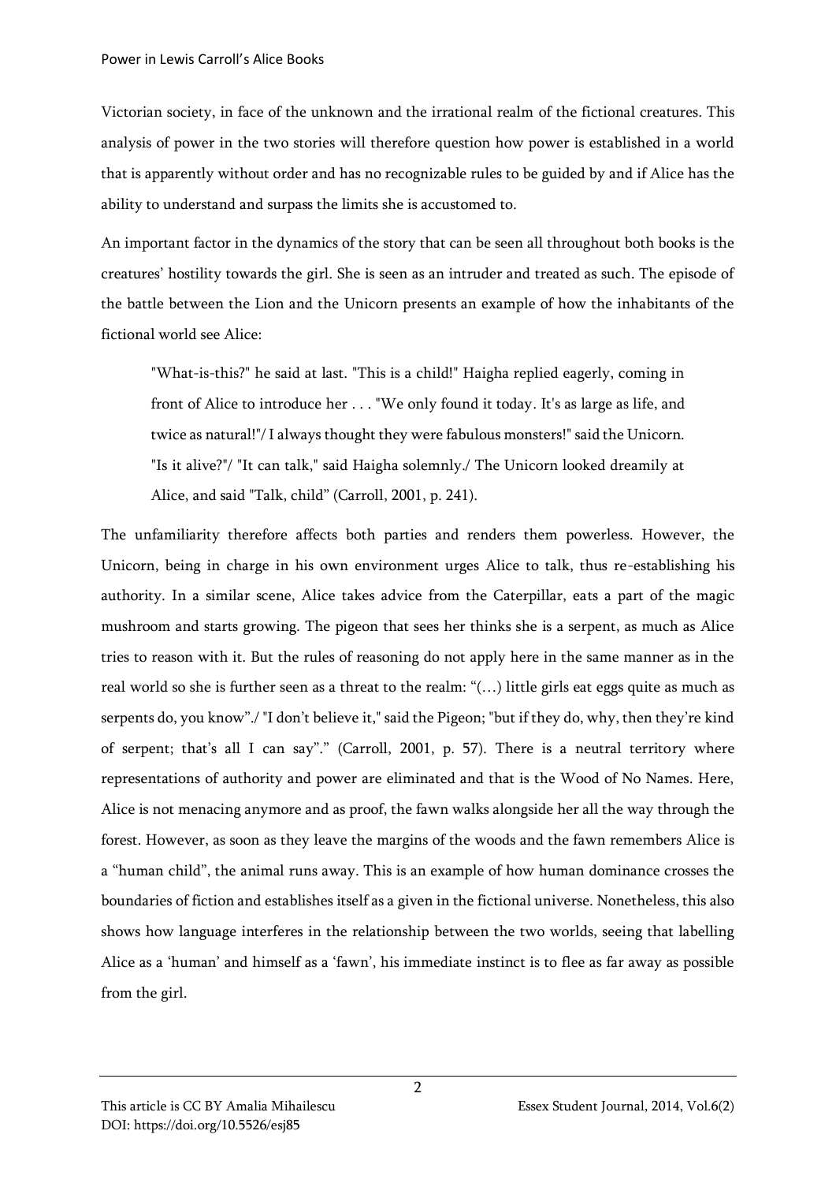Victorian society, in face of the unknown and the irrational realm of the fictional creatures. This analysis of power in the two stories will therefore question how power is established in a world that is apparently without order and has no recognizable rules to be guided by and if Alice has the ability to understand and surpass the limits she is accustomed to.

An important factor in the dynamics of the story that can be seen all throughout both books is the creatures' hostility towards the girl. She is seen as an intruder and treated as such. The episode of the battle between the Lion and the Unicorn presents an example of how the inhabitants of the fictional world see Alice:

> "What-is-this?" he said at last. "This is a child!" Haigha replied eagerly, coming in front of Alice to introduce her . . . "We only found it today. It's as large as life, and twice as natural!"/ I always thought they were fabulous monsters!" said the Unicorn. "Is it alive?"/ "It can talk," said Haigha solemnly./ The Unicorn looked dreamily at Alice, and said "Talk, child" (Carroll, 2001, p. 241).

The unfamiliarity therefore affects both parties and renders them powerless. However, the Unicorn, being in charge in his own environment urges Alice to talk, thus re-establishing his authority. In a similar scene, Alice takes advice from the Caterpillar, eats a part of the magic mushroom and starts growing. The pigeon that sees her thinks she is a serpent, as much as Alice tries to reason with it. But the rules of reasoning do not apply here in the same manner as in the real world so she is further seen as a threat to the realm: "(…) little girls eat eggs quite as much as serpents do, you know"./ "I don't believe it," said the Pigeon; "but if they do, why, then they're kind of serpent; that's all I can say"." (Carroll, 2001, p. 57). There is a neutral territory where representations of authority and power are eliminated and that is the Wood of No Names. Here, Alice is not menacing anymore and as proof, the fawn walks alongside her all the way through the forest. However, as soon as they leave the margins of the woods and the fawn remembers Alice is a "human child", the animal runs away. This is an example of how human dominance crosses the boundaries of fiction and establishes itself as a given in the fictional universe. Nonetheless, this also shows how language interferes in the relationship between the two worlds, seeing that labelling Alice as a 'human' and himself as a 'fawn', his immediate instinct is to flee as far away as possible from the girl.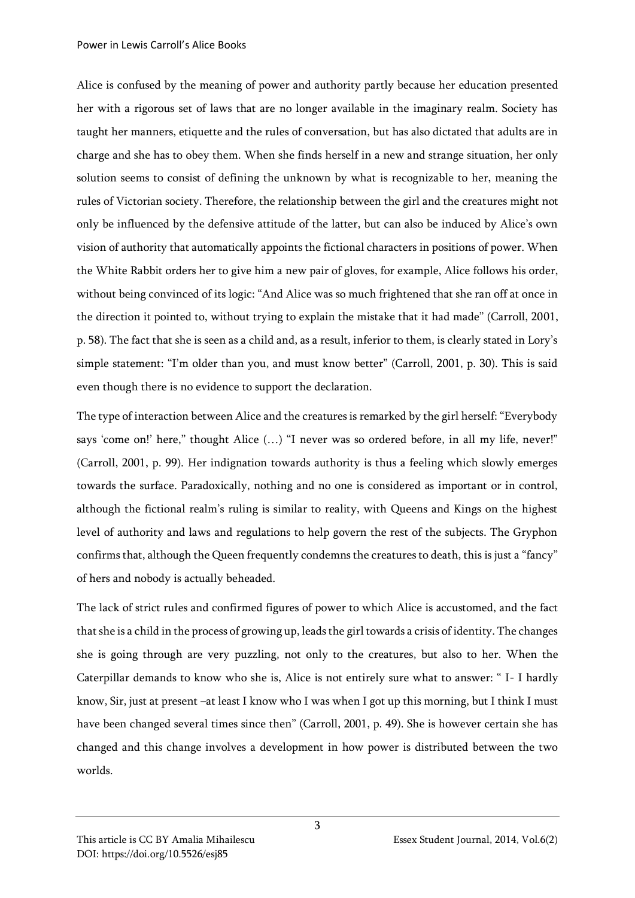Alice is confused by the meaning of power and authority partly because her education presented her with a rigorous set of laws that are no longer available in the imaginary realm. Society has taught her manners, etiquette and the rules of conversation, but has also dictated that adults are in charge and she has to obey them. When she finds herself in a new and strange situation, her only solution seems to consist of defining the unknown by what is recognizable to her, meaning the rules of Victorian society. Therefore, the relationship between the girl and the creatures might not only be influenced by the defensive attitude of the latter, but can also be induced by Alice's own vision of authority that automatically appoints the fictional characters in positions of power. When the White Rabbit orders her to give him a new pair of gloves, for example, Alice follows his order, without being convinced of its logic: "And Alice was so much frightened that she ran off at once in the direction it pointed to, without trying to explain the mistake that it had made" (Carroll, 2001, p. 58). The fact that she is seen as a child and, as a result, inferior to them, is clearly stated in Lory's simple statement: "I'm older than you, and must know better" (Carroll, 2001, p. 30). This is said even though there is no evidence to support the declaration.

The type of interaction between Alice and the creatures is remarked by the girl herself: "Everybody says 'come on!' here," thought Alice (…) "I never was so ordered before, in all my life, never!" (Carroll, 2001, p. 99). Her indignation towards authority is thus a feeling which slowly emerges towards the surface. Paradoxically, nothing and no one is considered as important or in control, although the fictional realm's ruling is similar to reality, with Queens and Kings on the highest level of authority and laws and regulations to help govern the rest of the subjects. The Gryphon confirms that, although the Queen frequently condemns the creatures to death, this is just a "fancy" of hers and nobody is actually beheaded.

The lack of strict rules and confirmed figures of power to which Alice is accustomed, and the fact that she is a child in the process of growing up, leads the girl towards a crisis of identity. The changes she is going through are very puzzling, not only to the creatures, but also to her. When the Caterpillar demands to know who she is, Alice is not entirely sure what to answer: " I- I hardly know, Sir, just at present –at least I know who I was when I got up this morning, but I think I must have been changed several times since then" (Carroll, 2001, p. 49). She is however certain she has changed and this change involves a development in how power is distributed between the two worlds.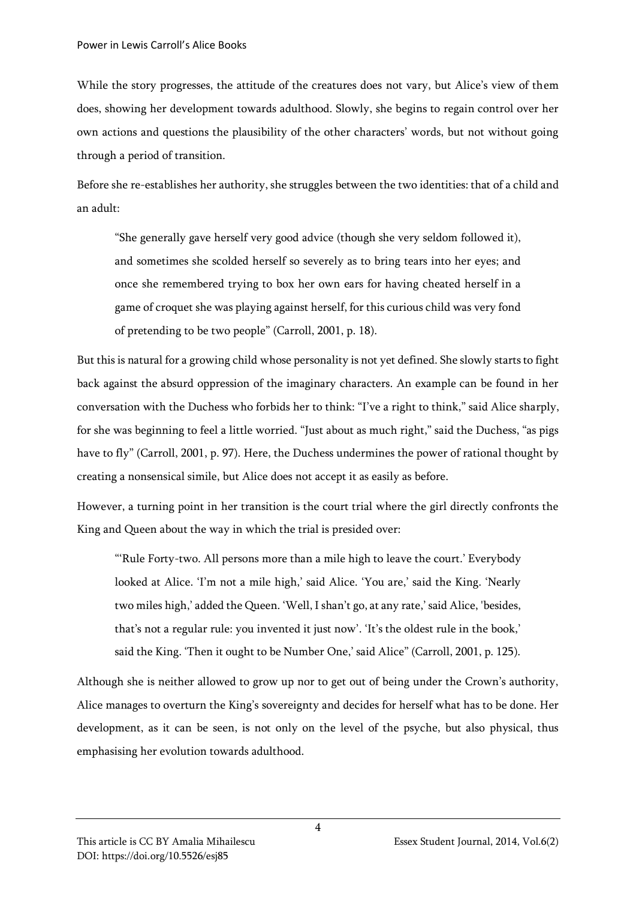While the story progresses, the attitude of the creatures does not vary, but Alice's view of them does, showing her development towards adulthood. Slowly, she begins to regain control over her own actions and questions the plausibility of the other characters' words, but not without going through a period of transition.

Before she re-establishes her authority, she struggles between the two identities: that of a child and an adult:

> "She generally gave herself very good advice (though she very seldom followed it), and sometimes she scolded herself so severely as to bring tears into her eyes; and once she remembered trying to box her own ears for having cheated herself in a game of croquet she was playing against herself, for this curious child was very fond of pretending to be two people" (Carroll, 2001, p. 18).

But this is natural for a growing child whose personality is not yet defined. She slowly starts to fight back against the absurd oppression of the imaginary characters. An example can be found in her conversation with the Duchess who forbids her to think: "I've a right to think," said Alice sharply, for she was beginning to feel a little worried. "Just about as much right," said the Duchess, "as pigs have to fly" (Carroll, 2001, p. 97). Here, the Duchess undermines the power of rational thought by creating a nonsensical simile, but Alice does not accept it as easily as before.

However, a turning point in her transition is the court trial where the girl directly confronts the King and Queen about the way in which the trial is presided over:

> "'Rule Forty-two. All persons more than a mile high to leave the court.' Everybody looked at Alice. 'I'm not a mile high,' said Alice. 'You are,' said the King. 'Nearly two miles high,' added the Queen. 'Well, I shan't go, at any rate,' said Alice, 'besides, that's not a regular rule: you invented it just now'. 'It's the oldest rule in the book,' said the King. 'Then it ought to be Number One,' said Alice" (Carroll, 2001, p. 125).

Although she is neither allowed to grow up nor to get out of being under the Crown's authority, Alice manages to overturn the King's sovereignty and decides for herself what has to be done. Her development, as it can be seen, is not only on the level of the psyche, but also physical, thus emphasising her evolution towards adulthood.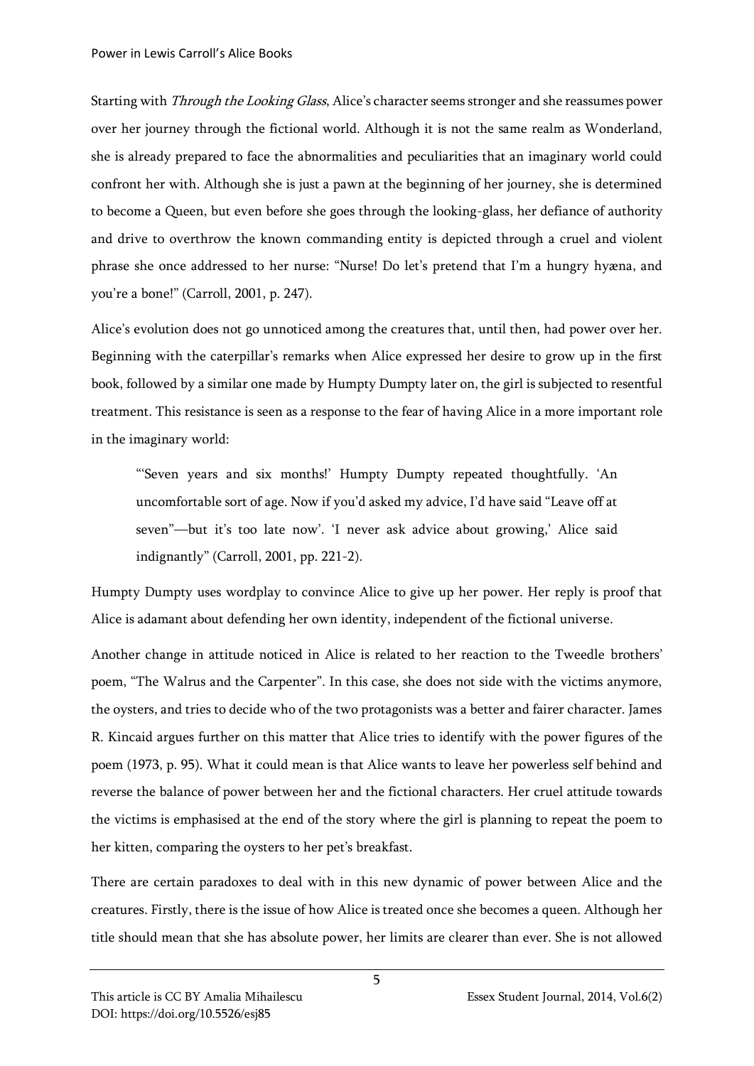Starting with *Through the Looking Glass*, Alice's character seems stronger and she reassumes power over her journey through the fictional world. Although it is not the same realm as Wonderland, she is already prepared to face the abnormalities and peculiarities that an imaginary world could confront her with. Although she is just a pawn at the beginning of her journey, she is determined to become a Queen, but even before she goes through the looking-glass, her defiance of authority and drive to overthrow the known commanding entity is depicted through a cruel and violent phrase she once addressed to her nurse: "Nurse! Do let's pretend that I'm a hungry hyæna, and you're a bone!" (Carroll, 2001, p. 247).

Alice's evolution does not go unnoticed among the creatures that, until then, had power over her. Beginning with the caterpillar's remarks when Alice expressed her desire to grow up in the first book, followed by a similar one made by Humpty Dumpty later on, the girl is subjected to resentful treatment. This resistance is seen as a response to the fear of having Alice in a more important role in the imaginary world:

> "'Seven years and six months!' Humpty Dumpty repeated thoughtfully. 'An uncomfortable sort of age. Now if you'd asked my advice, I'd have said "Leave off at seven"—but it's too late now'. 'I never ask advice about growing,' Alice said indignantly" (Carroll, 2001, pp. 221-2).

Humpty Dumpty uses wordplay to convince Alice to give up her power. Her reply is proof that Alice is adamant about defending her own identity, independent of the fictional universe.

Another change in attitude noticed in Alice is related to her reaction to the Tweedle brothers' poem, "The Walrus and the Carpenter". In this case, she does not side with the victims anymore, the oysters, and tries to decide who of the two protagonists was a better and fairer character. James R. Kincaid argues further on this matter that Alice tries to identify with the power figures of the poem (1973, p. 95). What it could mean is that Alice wants to leave her powerless self behind and reverse the balance of power between her and the fictional characters. Her cruel attitude towards the victims is emphasised at the end of the story where the girl is planning to repeat the poem to her kitten, comparing the oysters to her pet's breakfast.

There are certain paradoxes to deal with in this new dynamic of power between Alice and the creatures. Firstly, there is the issue of how Alice is treated once she becomes a queen. Although her title should mean that she has absolute power, her limits are clearer than ever. She is not allowed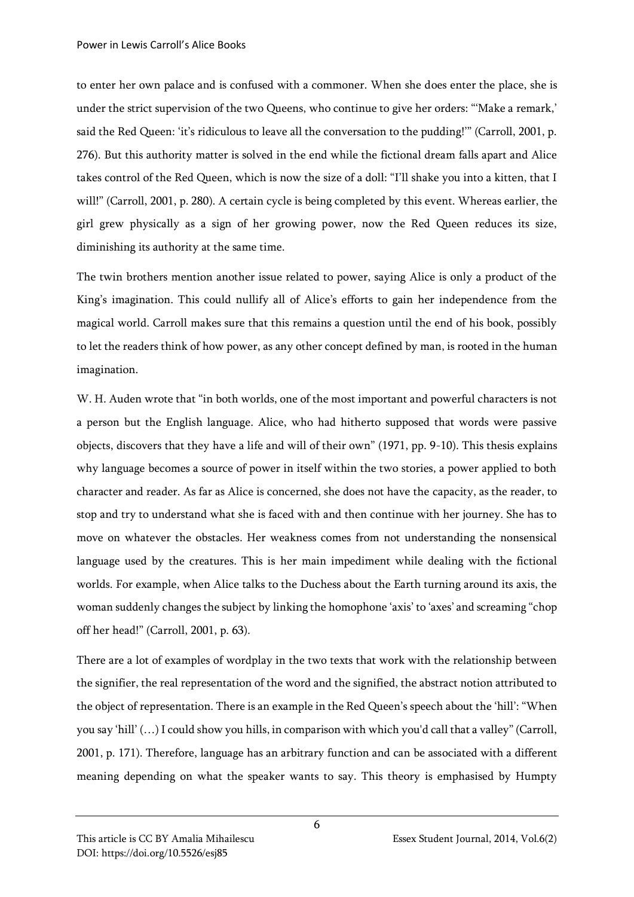to enter her own palace and is confused with a commoner. When she does enter the place, she is under the strict supervision of the two Queens, who continue to give her orders: "'Make a remark,' said the Red Queen: 'it's ridiculous to leave all the conversation to the pudding!'" (Carroll, 2001, p. 276). But this authority matter is solved in the end while the fictional dream falls apart and Alice takes control of the Red Queen, which is now the size of a doll: "I'll shake you into a kitten, that I will!" (Carroll, 2001, p. 280). A certain cycle is being completed by this event. Whereas earlier, the girl grew physically as a sign of her growing power, now the Red Queen reduces its size, diminishing its authority at the same time.

The twin brothers mention another issue related to power, saying Alice is only a product of the King's imagination. This could nullify all of Alice's efforts to gain her independence from the magical world. Carroll makes sure that this remains a question until the end of his book, possibly to let the readers think of how power, as any other concept defined by man, is rooted in the human imagination.

W. H. Auden wrote that "in both worlds, one of the most important and powerful characters is not a person but the English language. Alice, who had hitherto supposed that words were passive objects, discovers that they have a life and will of their own" (1971, pp. 9-10). This thesis explains why language becomes a source of power in itself within the two stories, a power applied to both character and reader. As far as Alice is concerned, she does not have the capacity, as the reader, to stop and try to understand what she is faced with and then continue with her journey. She has to move on whatever the obstacles. Her weakness comes from not understanding the nonsensical language used by the creatures. This is her main impediment while dealing with the fictional worlds. For example, when Alice talks to the Duchess about the Earth turning around its axis, the woman suddenly changes the subject by linking the homophone 'axis' to 'axes' and screaming "chop off her head!" (Carroll, 2001, p. 63).

There are a lot of examples of wordplay in the two texts that work with the relationship between the signifier, the real representation of the word and the signified, the abstract notion attributed to the object of representation. There is an example in the Red Queen's speech about the 'hill': "When you say 'hill' (…) I could show you hills, in comparison with which you'd call that a valley" (Carroll, 2001, p. 171). Therefore, language has an arbitrary function and can be associated with a different meaning depending on what the speaker wants to say. This theory is emphasised by Humpty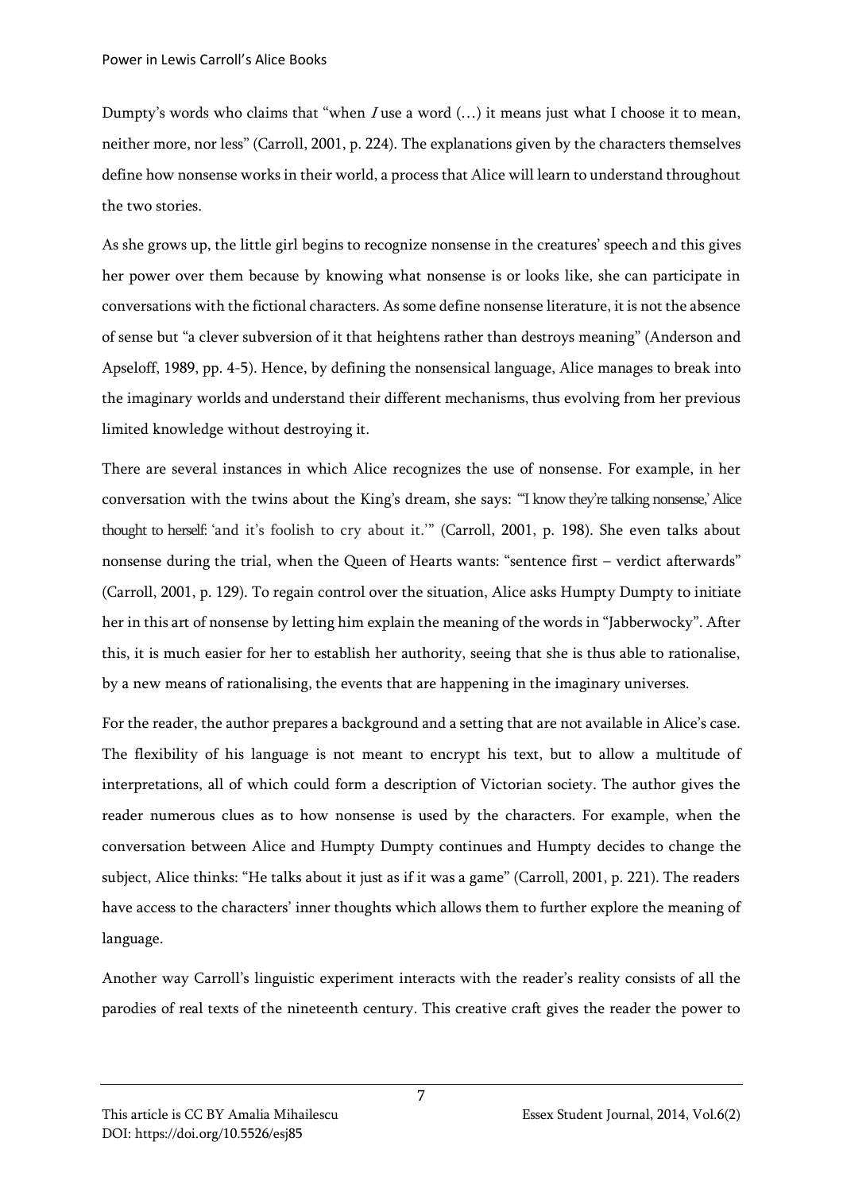Dumpty's words who claims that "when *I* use a word (…) it means just what I choose it to mean, neither more, nor less" (Carroll, 2001, p. 224). The explanations given by the characters themselves define how nonsense works in their world, a process that Alice will learn to understand throughout the two stories.

As she grows up, the little girl begins to recognize nonsense in the creatures' speech and this gives her power over them because by knowing what nonsense is or looks like, she can participate in conversations with the fictional characters. As some define nonsense literature, it is not the absence of sense but "a clever subversion of it that heightens rather than destroys meaning" (Anderson and Apseloff, 1989, pp. 4-5). Hence, by defining the nonsensical language, Alice manages to break into the imaginary worlds and understand their different mechanisms, thus evolving from her previous limited knowledge without destroying it.

There are several instances in which Alice recognizes the use of nonsense. For example, in her conversation with the twins about the King's dream, she says: "'I know they're talking nonsense,' Alice thought to herself: 'and it's foolish to cry about it.'" (Carroll, 2001, p. 198). She even talks about nonsense during the trial, when the Queen of Hearts wants: "sentence first – verdict afterwards" (Carroll, 2001, p. 129). To regain control over the situation, Alice asks Humpty Dumpty to initiate her in this art of nonsense by letting him explain the meaning of the words in "Jabberwocky". After this, it is much easier for her to establish her authority, seeing that she is thus able to rationalise, by a new means of rationalising, the events that are happening in the imaginary universes.

For the reader, the author prepares a background and a setting that are not available in Alice's case. The flexibility of his language is not meant to encrypt his text, but to allow a multitude of interpretations, all of which could form a description of Victorian society. The author gives the reader numerous clues as to how nonsense is used by the characters. For example, when the conversation between Alice and Humpty Dumpty continues and Humpty decides to change the subject, Alice thinks: "He talks about it just as if it was a game" (Carroll, 2001, p. 221). The readers have access to the characters' inner thoughts which allows them to further explore the meaning of language.

Another way Carroll's linguistic experiment interacts with the reader's reality consists of all the parodies of real texts of the nineteenth century. This creative craft gives the reader the power to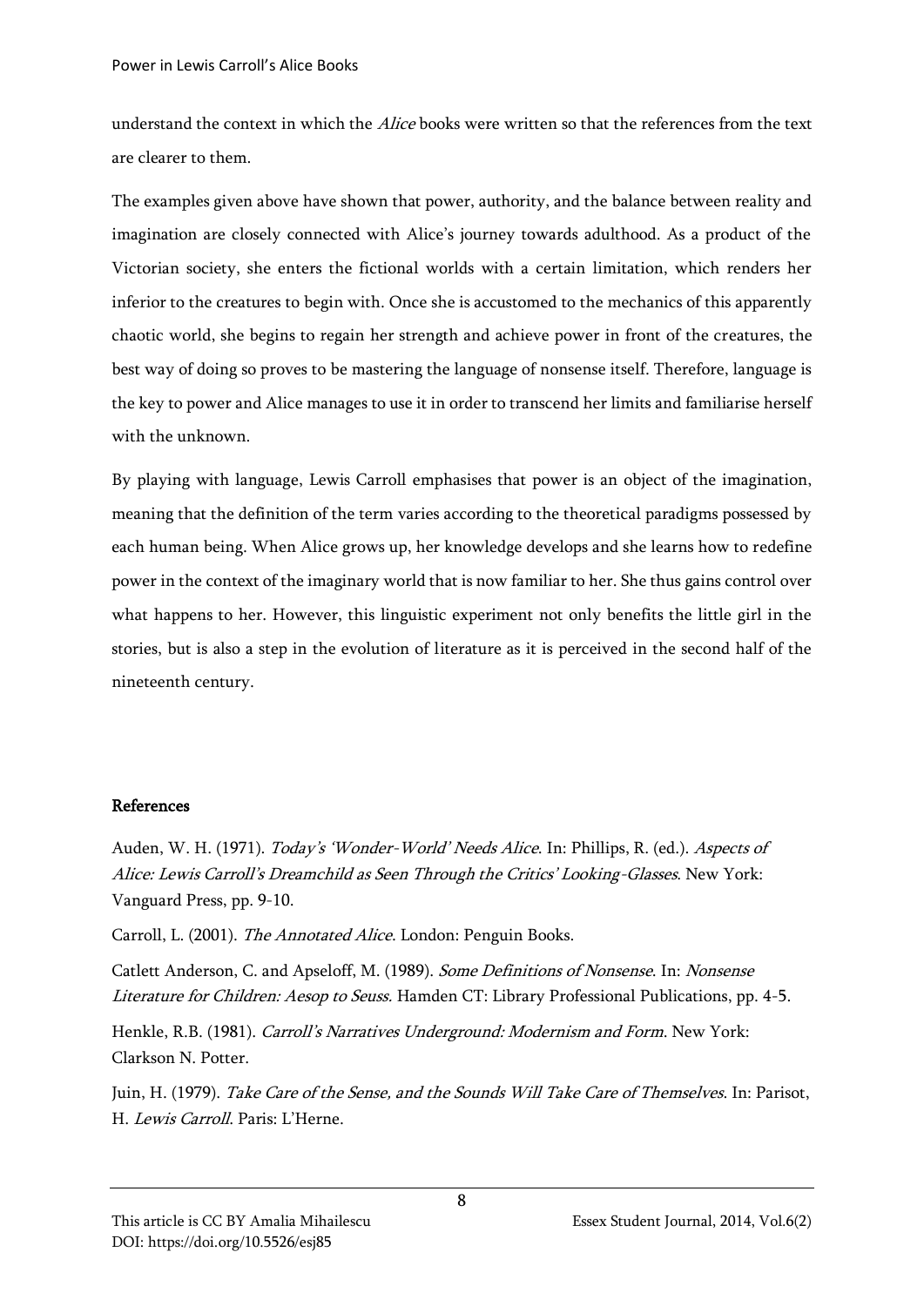understand the context in which the *Alice* books were written so that the references from the text are clearer to them.

The examples given above have shown that power, authority, and the balance between reality and imagination are closely connected with Alice's journey towards adulthood. As a product of the Victorian society, she enters the fictional worlds with a certain limitation, which renders her inferior to the creatures to begin with. Once she is accustomed to the mechanics of this apparently chaotic world, she begins to regain her strength and achieve power in front of the creatures, the best way of doing so proves to be mastering the language of nonsense itself. Therefore, language is the key to power and Alice manages to use it in order to transcend her limits and familiarise herself with the unknown.

By playing with language, Lewis Carroll emphasises that power is an object of the imagination, meaning that the definition of the term varies according to the theoretical paradigms possessed by each human being. When Alice grows up, her knowledge develops and she learns how to redefine power in the context of the imaginary world that is now familiar to her. She thus gains control over what happens to her. However, this linguistic experiment not only benefits the little girl in the stories, but is also a step in the evolution of literature as it is perceived in the second half of the nineteenth century.

## References

Auden, W. H. (1971). *Today's 'Wonder-World' Needs Alice*. In: Phillips, R. (ed.). *Aspects of Alice: Lewis Carroll's Dreamchild as Seen Through the Critics' Looking-Glasses*. New York: Vanguard Press, pp. 9-10.

Carroll, L. (2001). *The Annotated Alice*. London: Penguin Books.

Catlett Anderson, C. and Apseloff, M. (1989). *Some Definitions of Nonsense*. In: *Nonsense Literature for Children: Aesop to Seuss*. Hamden CT: Library Professional Publications, pp. 4-5.

Henkle, R.B. (1981). *Carroll's Narratives Underground: Modernism and Form*. New York: Clarkson N. Potter.

Juin, H. (1979). *Take Care of the Sense, and the Sounds Will Take Care of Themselves*. In: Parisot, H. *Lewis Carroll*. Paris: L'Herne.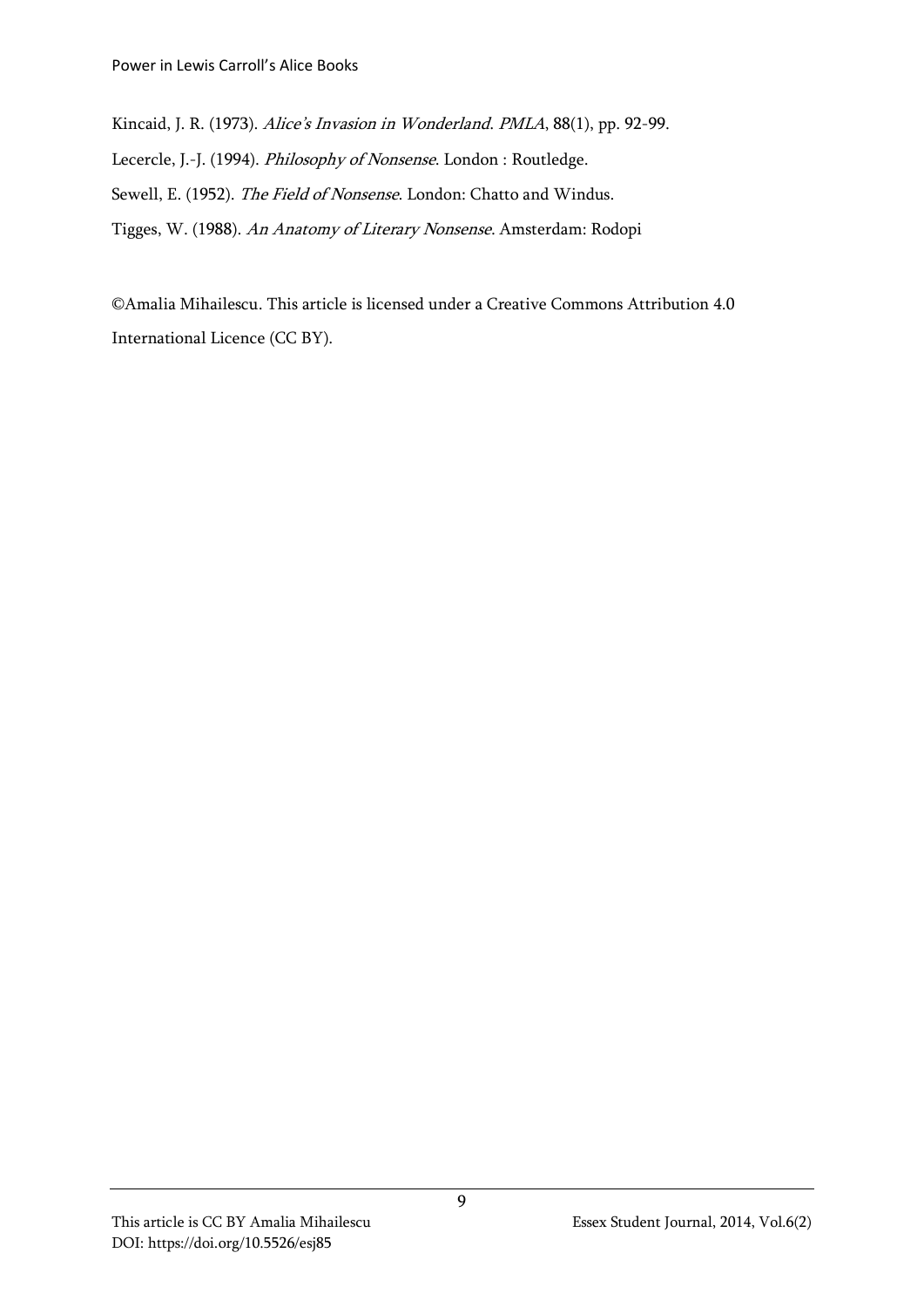Kincaid, J. R. (1973). *Alice's Invasion in Wonderland*. *PMLA*, 88(1), pp. 92-99.

Lecercle, J.-J. (1994). *Philosophy of Nonsense*. London : Routledge.

Sewell, E. (1952). *The Field of Nonsense*. London: Chatto and Windus.

Tigges, W. (1988). *An Anatomy of Literary Nonsense*. Amsterdam: Rodopi

©Amalia Mihailescu. This article is licensed under a Creative Commons Attribution 4.0 International Licence (CC BY).